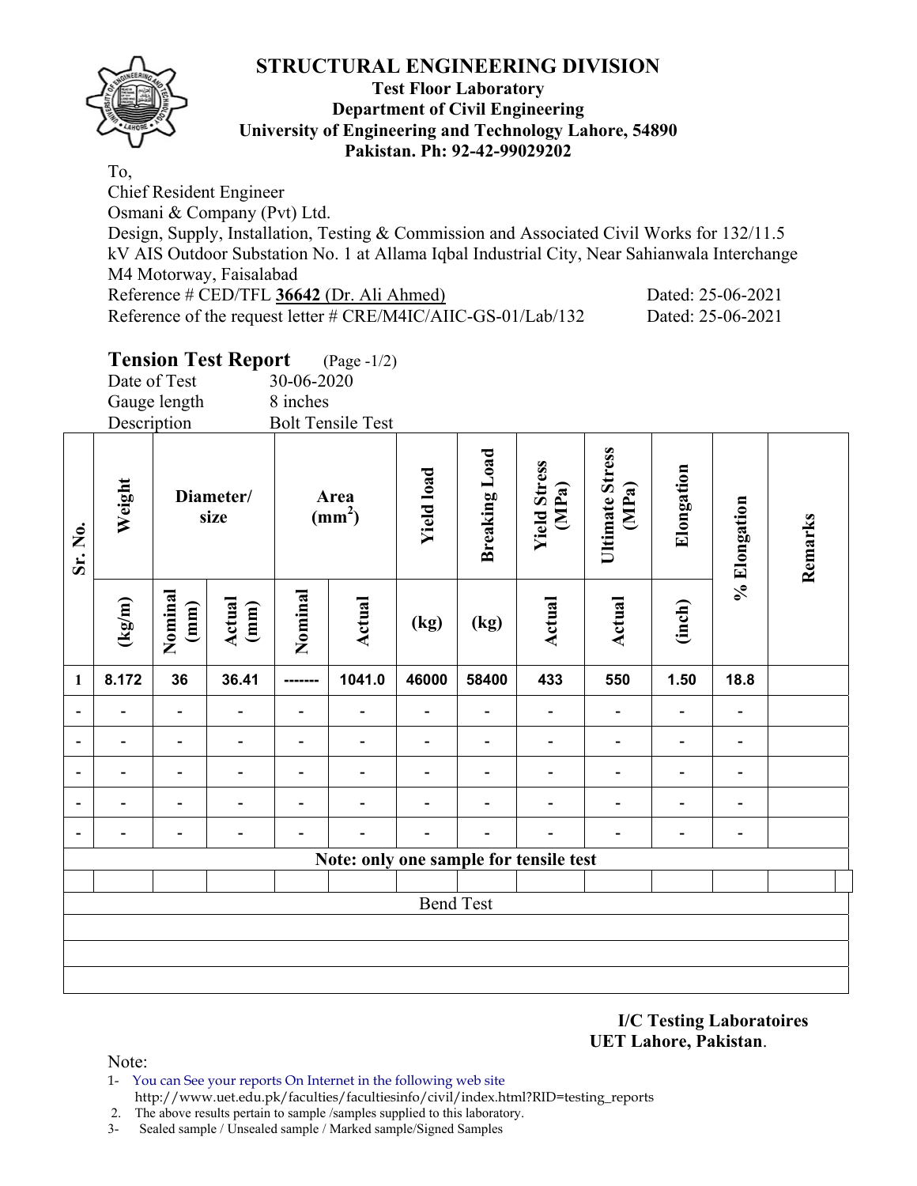# STRUCTURAL ENGINEERING DIVISION

**Test Floor Laboratory**
**Department of Civil Engineering**
**University of Engineering and Technology Lahore, 54890**
**Pakistan. Ph: 92-42-99029202**

To,
Chief Resident Engineer
Osmani & Company (Pvt) Ltd.
Design, Supply, Installation, Testing & Commission and Associated Civil Works for 132/11.5 kV AIS Outdoor Substation No. 1 at Allama Iqbal Industrial City, Near Sahianwala Interchange M4 Motorway, Faisalabad
Reference # CED/TFL **36642** (Dr. Ali Ahmed) Dated: 25-06-2021
Reference of the request letter # CRE/M4IC/AIIC-GS-01/Lab/132 Dated: 25-06-2021

## Tension Test Report (Page -1/2)

Date of Test 30-06-2020
Gauge length 8 inches
Description Bolt Tensile Test

| Sr. No. | Weight | Diameter/ size | | Area ($mm^2$) | | Yield load | Breaking Load | Yield Stress (MPa) | Ultimate Stress (MPa) | Elongation | % Elongation | Remarks |
|---|---|---|---|---|---|---|---|---|---|---|---|---|
| | (kg/m) | Nominal (mm) | Actual (mm) | Nominal | Actual | (kg) | (kg) | Actual | Actual | (inch) | | |
| 1 | 8.172 | 36 | 36.41 | ------- | 1041.0 | 46000 | 58400 | 433 | 550 | 1.50 | 18.8 | |
| - | - | - | - | - | - | - | - | - | - | - | - | |
| - | - | - | - | - | - | - | - | - | - | - | - | |
| - | - | - | - | - | - | - | - | - | - | - | - | |
| - | - | - | - | - | - | - | - | - | - | - | - | |
| - | - | - | - | - | - | - | - | - | - | - | - | |
| Note: only one sample for tensile test | | | | | | | | | | | | |
| | | | | | | | | | | | | |
| Bend Test | | | | | | | | | | | | |
| | | | | | | | | | | | | |
| | | | | | | | | | | | | |
| | | | | | | | | | | | | |

**I/C Testing Laboratoires**
**UET Lahore, Pakistan**.

Note:

1- You can See your reports On Internet in the following web site
http://www.uet.edu.pk/faculties/facultiesinfo/civil/index.html?RID=testing_reports
2. The above results pertain to sample /samples supplied to this laboratory.
3- Sealed sample / Unsealed sample / Marked sample/Signed Samples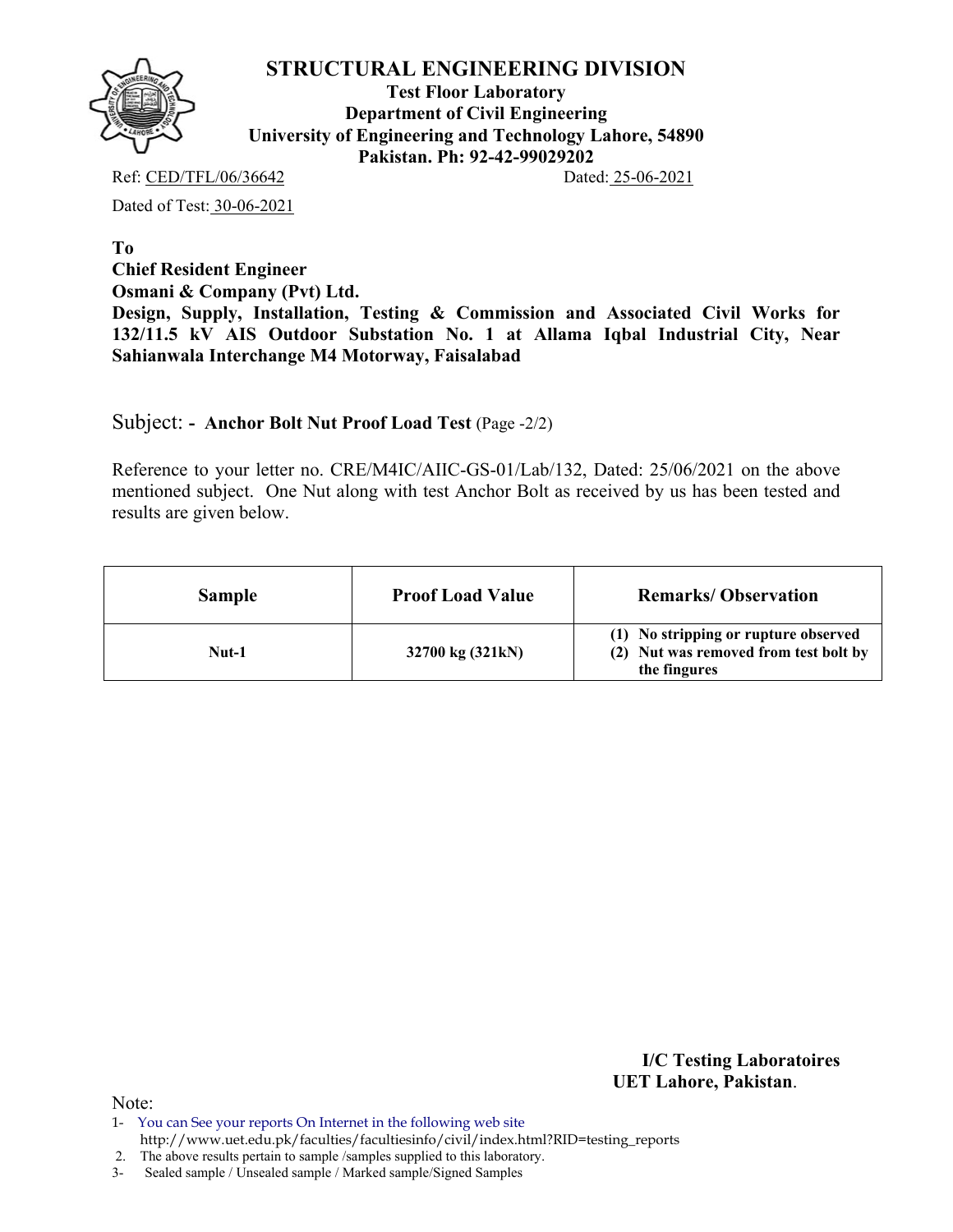# STRUCTURAL ENGINEERING DIVISION

**Test Floor Laboratory**
**Department of Civil Engineering**
**University of Engineering and Technology Lahore, 54890**
**Pakistan. Ph: 92-42-99029202**

Ref: CED/TFL/06/36642 Dated: 25-06-2021

Dated of Test: 30-06-2021

**To**
**Chief Resident Engineer**
**Osmani & Company (Pvt) Ltd.**
**Design, Supply, Installation, Testing & Commission and Associated Civil Works for 132/11.5 kV AIS Outdoor Substation No. 1 at Allama Iqbal Industrial City, Near Sahianwala Interchange M4 Motorway, Faisalabad**

Subject: - **Anchor Bolt Nut Proof Load Test** (Page -2/2)

Reference to your letter no. CRE/M4IC/AIIC-GS-01/Lab/132, Dated: 25/06/2021 on the above mentioned subject. One Nut along with test Anchor Bolt as received by us has been tested and results are given below.

| Sample | Proof Load Value | Remarks/ Observation |
|---|---|---|
| Nut-1 | 32700 kg (321kN) | (1) No stripping or rupture observed (2) Nut was removed from test bolt by the fingures |

**I/C Testing Laboratoires**
**UET Lahore, Pakistan**.

Note:

1- You can See your reports On Internet in the following web site http://www.uet.edu.pk/faculties/facultiesinfo/civil/index.html?RID=testing_reports
2. The above results pertain to sample /samples supplied to this laboratory.
3- Sealed sample / Unsealed sample / Marked sample/Signed Samples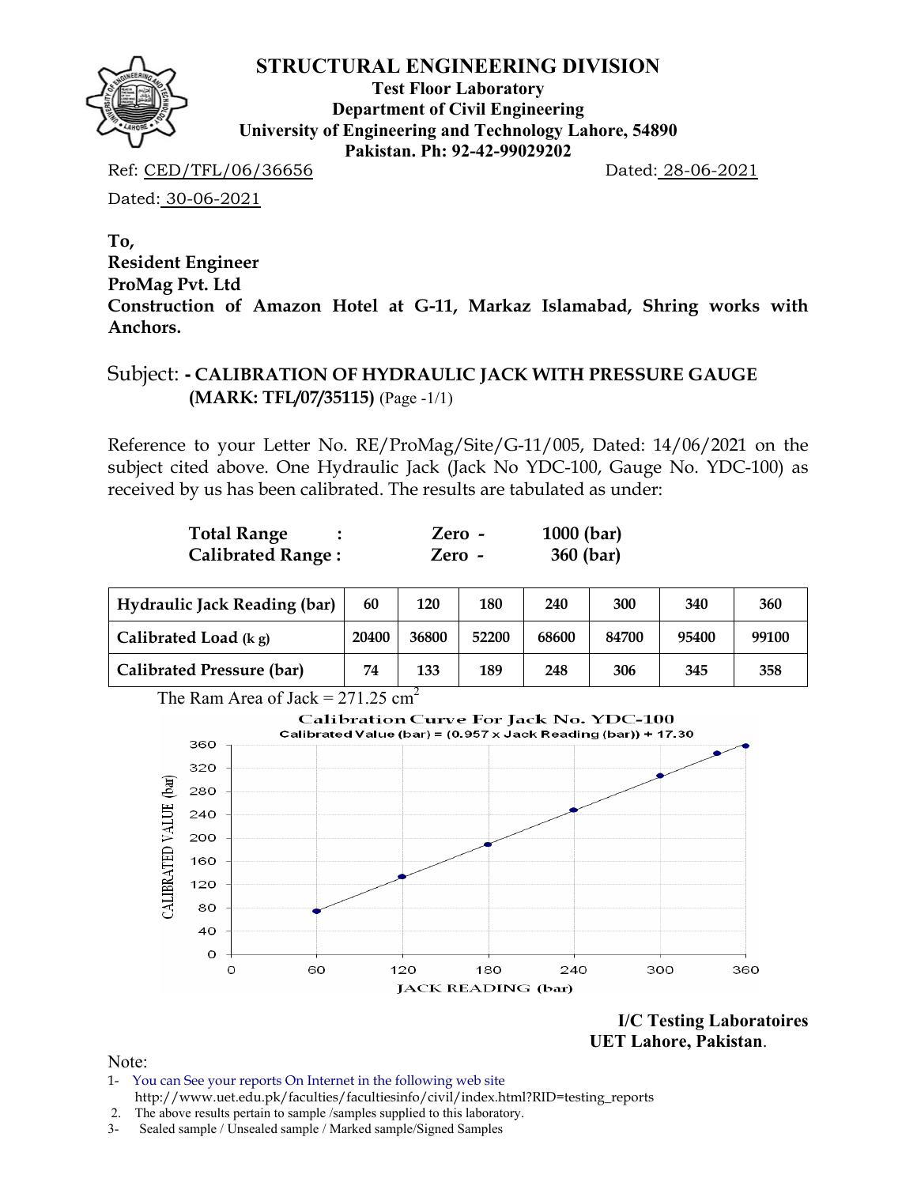# STRUCTURAL ENGINEERING DIVISION

**Test Floor Laboratory**
**Department of Civil Engineering**
**University of Engineering and Technology Lahore, 54890**
**Pakistan. Ph: 92-42-99029202**

Ref: CED/TFL/06/36656 Dated: 28-06-2021

Dated: 30-06-2021

**To,**
**Resident Engineer**
**ProMag Pvt. Ltd**
**Construction of Amazon Hotel at G-11, Markaz Islamabad, Shring works with Anchors.**

Subject: **- CALIBRATION OF HYDRAULIC JACK WITH PRESSURE GAUGE (MARK: TFL/07/35115)** (Page -1/1)

Reference to your Letter No. RE/ProMag/Site/G-11/005, Dated: 14/06/2021 on the subject cited above. One Hydraulic Jack (Jack No YDC-100, Gauge No. YDC-100) as received by us has been calibrated. The results are tabulated as under:

**Total Range :** **Zero - 1000 (bar)**
**Calibrated Range :** **Zero - 360 (bar)**

| Hydraulic Jack Reading (bar) | 60 | 120 | 180 | 240 | 300 | 340 | 360 |
|---|---|---|---|---|---|---|---|
| Calibrated Load (k g) | 20400 | 36800 | 52200 | 68600 | 84700 | 95400 | 99100 |
| Calibrated Pressure (bar) | 74 | 133 | 189 | 248 | 306 | 345 | 358 |

The Ram Area of Jack = 271.25 $cm^2$

Calibration Curve For Jack No. YDC-100
Calibrated Value (bar) = (0.957 x Jack Reading (bar)) + 17.30

**I/C Testing Laboratoires**
**UET Lahore, Pakistan**.

Note:
1- You can See your reports On Internet in the following web site
http://www.uet.edu.pk/faculties/facultiesinfo/civil/index.html?RID=testing_reports
2. The above results pertain to sample /samples supplied to this laboratory.
3- Sealed sample / Unsealed sample / Marked sample/Signed Samples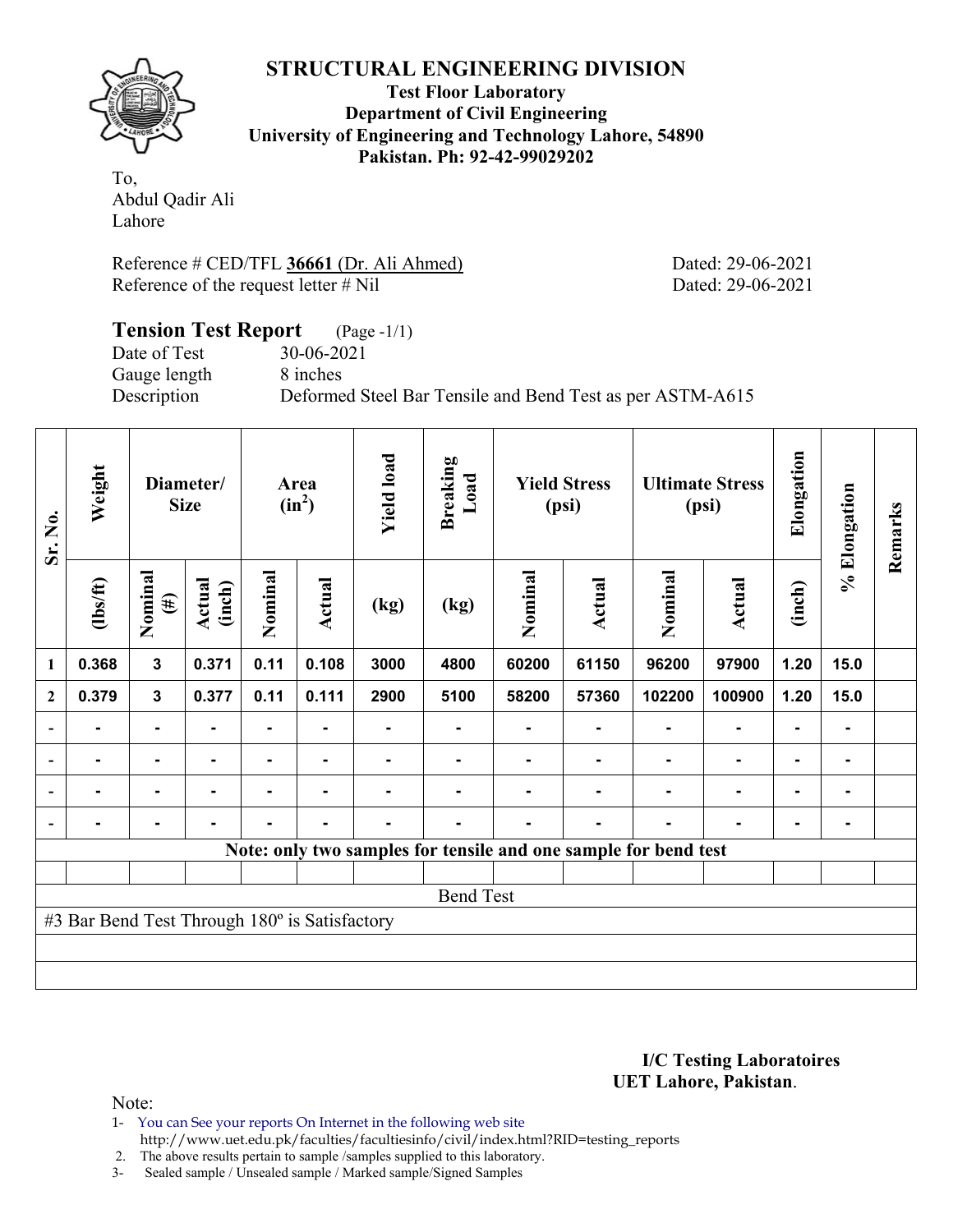# STRUCTURAL ENGINEERING DIVISION

**Test Floor Laboratory**
**Department of Civil Engineering**
**University of Engineering and Technology Lahore, 54890**
**Pakistan. Ph: 92-42-99029202**

To,
Abdul Qadir Ali
Lahore

Reference # CED/TFL **36661** (Dr. Ali Ahmed) Dated: 29-06-2021
Reference of the request letter # Nil Dated: 29-06-2021

## Tension Test Report (Page -1/1)

Date of Test 30-06-2021
Gauge length 8 inches
Description Deformed Steel Bar Tensile and Bend Test as per ASTM-A615

| Sr. No. | Weight | Diameter/ Size | | Area ($in^2$) | | Yield load | Breaking Load | Yield Stress (psi) | | Ultimate Stress (psi) | | Elongation | % Elongation | Remarks |
|---|---|---|---|---|---|---|---|---|---|---|---|---|---|---|
| | (lbs/ft) | Nominal (#) | Actual (inch) | Nominal | Actual | (kg) | (kg) | Nominal | Actual | Nominal | Actual | (inch) | | |
| 1 | 0.368 | 3 | 0.371 | 0.11 | 0.108 | 3000 | 4800 | 60200 | 61150 | 96200 | 97900 | 1.20 | 15.0 | |
| 2 | 0.379 | 3 | 0.377 | 0.11 | 0.111 | 2900 | 5100 | 58200 | 57360 | 102200 | 100900 | 1.20 | 15.0 | |
| - | - | - | - | - | - | - | - | - | - | - | - | - | - | |
| - | - | - | - | - | - | - | - | - | - | - | - | - | - | |
| - | - | - | - | - | - | - | - | - | - | - | - | - | - | |
| - | - | - | - | - | - | - | - | - | - | - | - | - | - | |

**Note: only two samples for tensile and one sample for bend test**

Bend Test

#3 Bar Bend Test Through 180º is Satisfactory

**I/C Testing Laboratoires**
**UET Lahore, Pakistan**.

Note:
1- You can See your reports On Internet in the following web site
http://www.uet.edu.pk/faculties/facultiesinfo/civil/index.html?RID=testing_reports
2. The above results pertain to sample /samples supplied to this laboratory.
3- Sealed sample / Unsealed sample / Marked sample/Signed Samples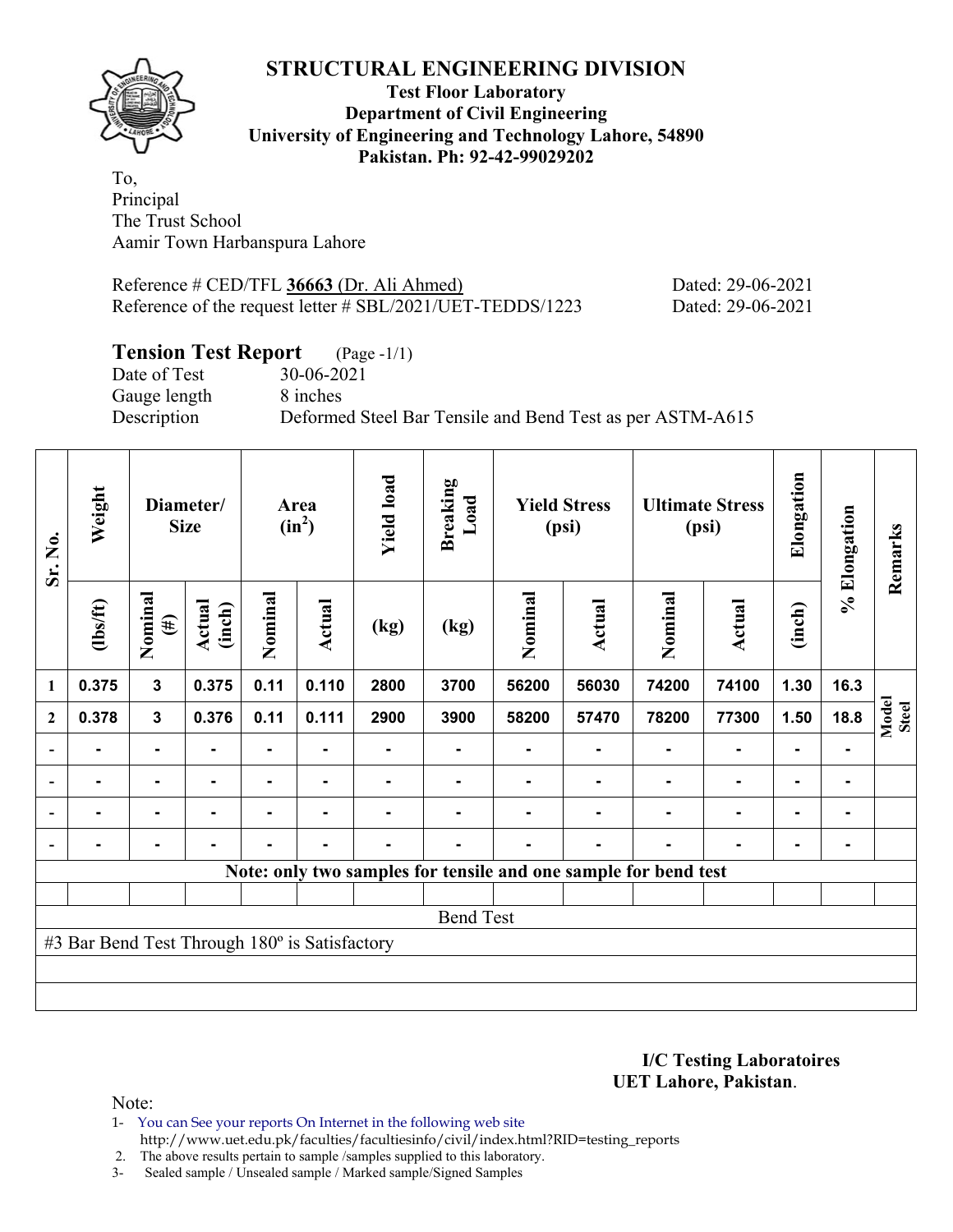# STRUCTURAL ENGINEERING DIVISION

**Test Floor Laboratory**
**Department of Civil Engineering**
**University of Engineering and Technology Lahore, 54890**
**Pakistan. Ph: 92-42-99029202**

To,
Principal
The Trust School
Aamir Town Harbanspura Lahore

Reference # CED/TFL **36663** (Dr. Ali Ahmed) Dated: 29-06-2021
Reference of the request letter # SBL/2021/UET-TEDDS/1223 Dated: 29-06-2021

## Tension Test Report (Page -1/1)

Date of Test 30-06-2021
Gauge length 8 inches
Description Deformed Steel Bar Tensile and Bend Test as per ASTM-A615

| Sr. No. | Weight | Diameter/ Size | | Area ($in^2$) | | Yield load | Breaking Load | Yield Stress (psi) | | Ultimate Stress (psi) | | Elongation | % Elongation | Remarks |
|---|---|---|---|---|---|---|---|---|---|---|---|---|---|---|
| | (lbs/ft) | Nominal (#) | Actual (inch) | Nominal | Actual | (kg) | (kg) | Nominal | Actual | Nominal | Actual | (inch) | | |
| 1 | 0.375 | 3 | 0.375 | 0.11 | 0.110 | 2800 | 3700 | 56200 | 56030 | 74200 | 74100 | 1.30 | 16.3 | Model Steel |
| 2 | 0.378 | 3 | 0.376 | 0.11 | 0.111 | 2900 | 3900 | 58200 | 57470 | 78200 | 77300 | 1.50 | 18.8 | |
| - | - | - | - | - | - | - | - | - | - | - | - | - | - | |
| - | - | - | - | - | - | - | - | - | - | - | - | - | - | |
| - | - | - | - | - | - | - | - | - | - | - | - | - | - | |
| - | - | - | - | - | - | - | - | - | - | - | - | - | - | |
| **Note: only two samples for tensile and one sample for bend test** | | | | | | | | | | | | | | |
| Bend Test | | | | | | | | | | | | | | |
| #3 Bar Bend Test Through 180º is Satisfactory | | | | | | | | | | | | | | |

**I/C Testing Laboratoires**
**UET Lahore, Pakistan**.

Note:
1- You can See your reports On Internet in the following web site
http://www.uet.edu.pk/faculties/facultiesinfo/civil/index.html?RID=testing_reports
2. The above results pertain to sample /samples supplied to this laboratory.
3- Sealed sample / Unsealed sample / Marked sample/Signed Samples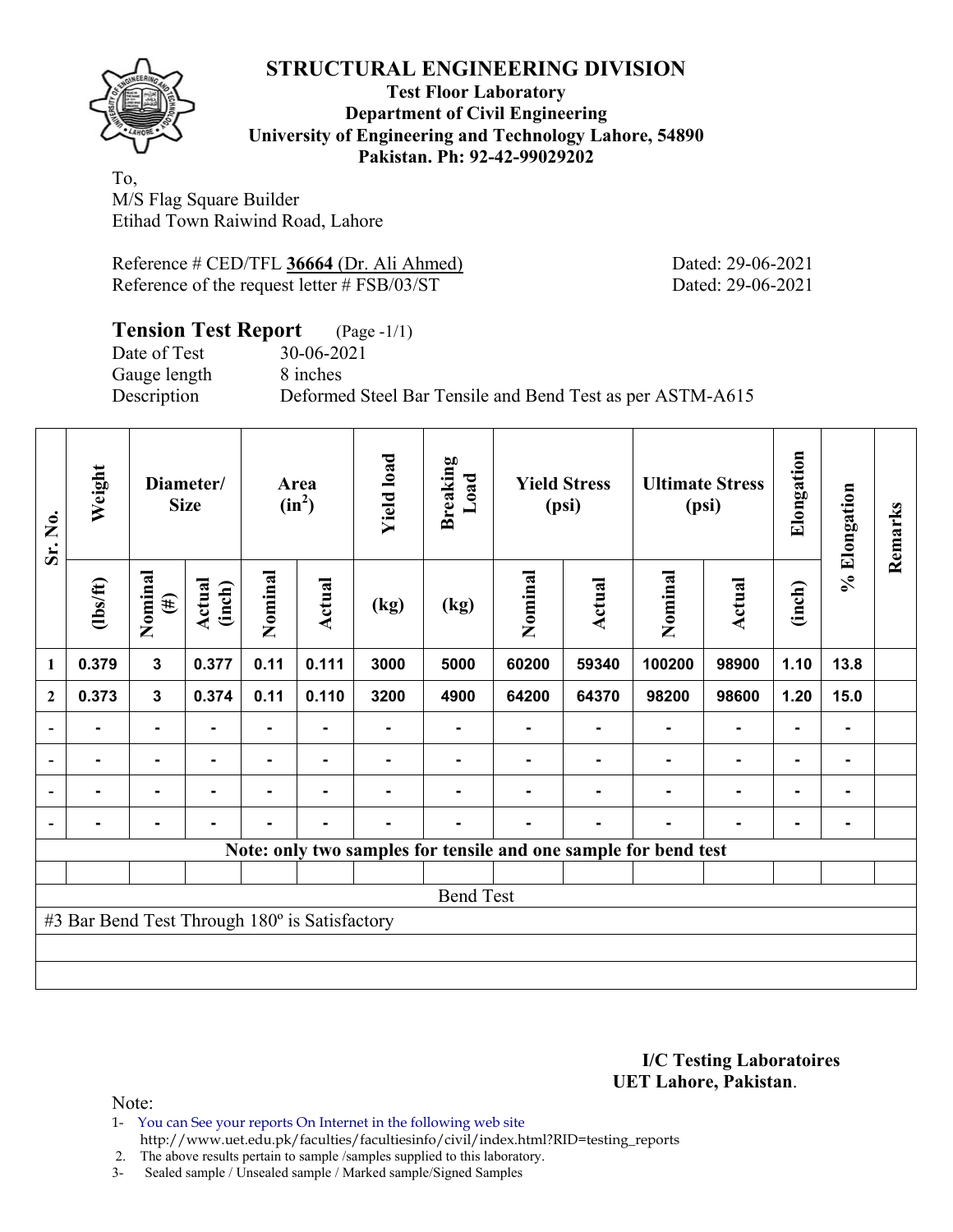# STRUCTURAL ENGINEERING DIVISION

**Test Floor Laboratory**
**Department of Civil Engineering**
**University of Engineering and Technology Lahore, 54890**
**Pakistan. Ph: 92-42-99029202**

To,
M/S Flag Square Builder
Etihad Town Raiwind Road, Lahore

Reference # CED/TFL **36664** (Dr. Ali Ahmed) Dated: 29-06-2021
Reference of the request letter # FSB/03/ST Dated: 29-06-2021

## Tension Test Report (Page -1/1)

Date of Test 30-06-2021
Gauge length 8 inches
Description Deformed Steel Bar Tensile and Bend Test as per ASTM-A615

| Sr. No. | Weight | Diameter/ Size | | Area ($in^2$) | | Yield load | Breaking Load | Yield Stress (psi) | | Ultimate Stress (psi) | | Elongation | % Elongation | Remarks |
|---|---|---|---|---|---|---|---|---|---|---|---|---|---|---|
| | (lbs/ft) | Nominal (#) | Actual (inch) | Nominal | Actual | (kg) | (kg) | Nominal | Actual | Nominal | Actual | (inch) | | |
| 1 | 0.379 | 3 | 0.377 | 0.11 | 0.111 | 3000 | 5000 | 60200 | 59340 | 100200 | 98900 | 1.10 | 13.8 | |
| 2 | 0.373 | 3 | 0.374 | 0.11 | 0.110 | 3200 | 4900 | 64200 | 64370 | 98200 | 98600 | 1.20 | 15.0 | |
| - | - | - | - | - | - | - | - | - | - | - | - | - | - | |
| - | - | - | - | - | - | - | - | - | - | - | - | - | - | |
| - | - | - | - | - | - | - | - | - | - | - | - | - | - | |
| - | - | - | - | - | - | - | - | - | - | - | - | - | - | |

**Note: only two samples for tensile and one sample for bend test**

Bend Test

#3 Bar Bend Test Through 180º is Satisfactory

**I/C Testing Laboratoires**
**UET Lahore, Pakistan**.

Note:
1- You can See your reports On Internet in the following web site
http://www.uet.edu.pk/faculties/facultiesinfo/civil/index.html?RID=testing_reports
2. The above results pertain to sample /samples supplied to this laboratory.
3- Sealed sample / Unsealed sample / Marked sample/Signed Samples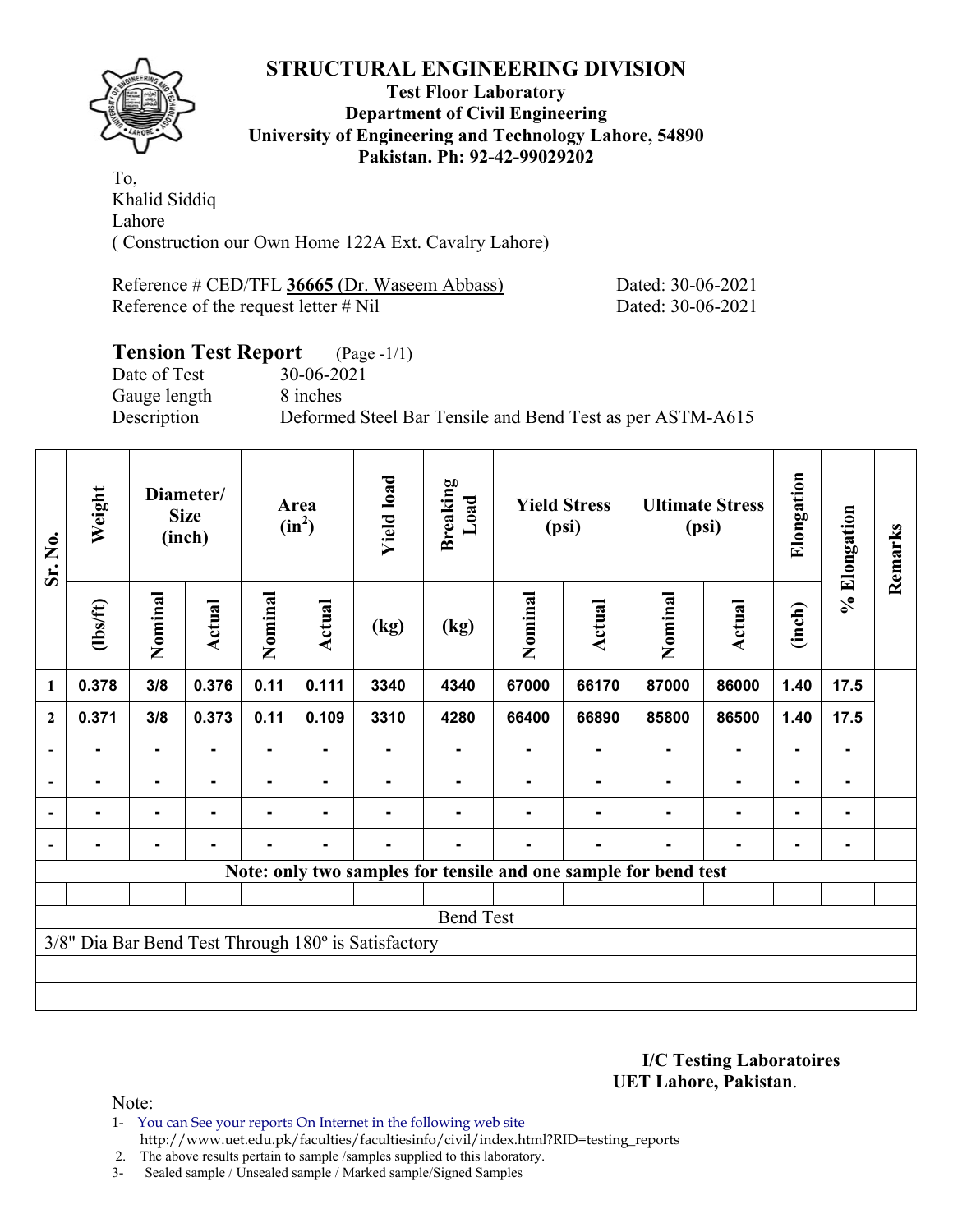# STRUCTURAL ENGINEERING DIVISION

**Test Floor Laboratory**
**Department of Civil Engineering**
**University of Engineering and Technology Lahore, 54890**
**Pakistan. Ph: 92-42-99029202**

To,
Khalid Siddiq
Lahore
( Construction our Own Home 122A Ext. Cavalry Lahore)

Reference # CED/TFL **36665** (Dr. Waseem Abbass) Dated: 30-06-2021
Reference of the request letter # Nil Dated: 30-06-2021

## Tension Test Report (Page -1/1)

Date of Test 30-06-2021
Gauge length 8 inches
Description Deformed Steel Bar Tensile and Bend Test as per ASTM-A615

| Sr. No. | Weight | Diameter/ Size (inch) | | Area ($in^2$) | | Yield load | Breaking Load | Yield Stress (psi) | | Ultimate Stress (psi) | | Elongation | % Elongation | Remarks |
|---|---|---|---|---|---|---|---|---|---|---|---|---|---|---|
| | (lbs/ft) | Nominal | Actual | Nominal | Actual | (kg) | (kg) | Nominal | Actual | Nominal | Actual | (inch) | | |
| 1 | 0.378 | 3/8 | 0.376 | 0.11 | 0.111 | 3340 | 4340 | 67000 | 66170 | 87000 | 86000 | 1.40 | 17.5 | |
| 2 | 0.371 | 3/8 | 0.373 | 0.11 | 0.109 | 3310 | 4280 | 66400 | 66890 | 85800 | 86500 | 1.40 | 17.5 | |
| - | - | - | - | - | - | - | - | - | - | - | - | - | - | |
| - | - | - | - | - | - | - | - | - | - | - | - | - | - | |
| - | - | - | - | - | - | - | - | - | - | - | - | - | - | |
| - | - | - | - | - | - | - | - | - | - | - | - | - | - | |

**Note: only two samples for tensile and one sample for bend test**

Bend Test

3/8" Dia Bar Bend Test Through 180º is Satisfactory

**I/C Testing Laboratoires**
**UET Lahore, Pakistan**.

Note:
1- You can See your reports On Internet in the following web site
http://www.uet.edu.pk/faculties/facultiesinfo/civil/index.html?RID=testing_reports
2. The above results pertain to sample /samples supplied to this laboratory.
3- Sealed sample / Unsealed sample / Marked sample/Signed Samples